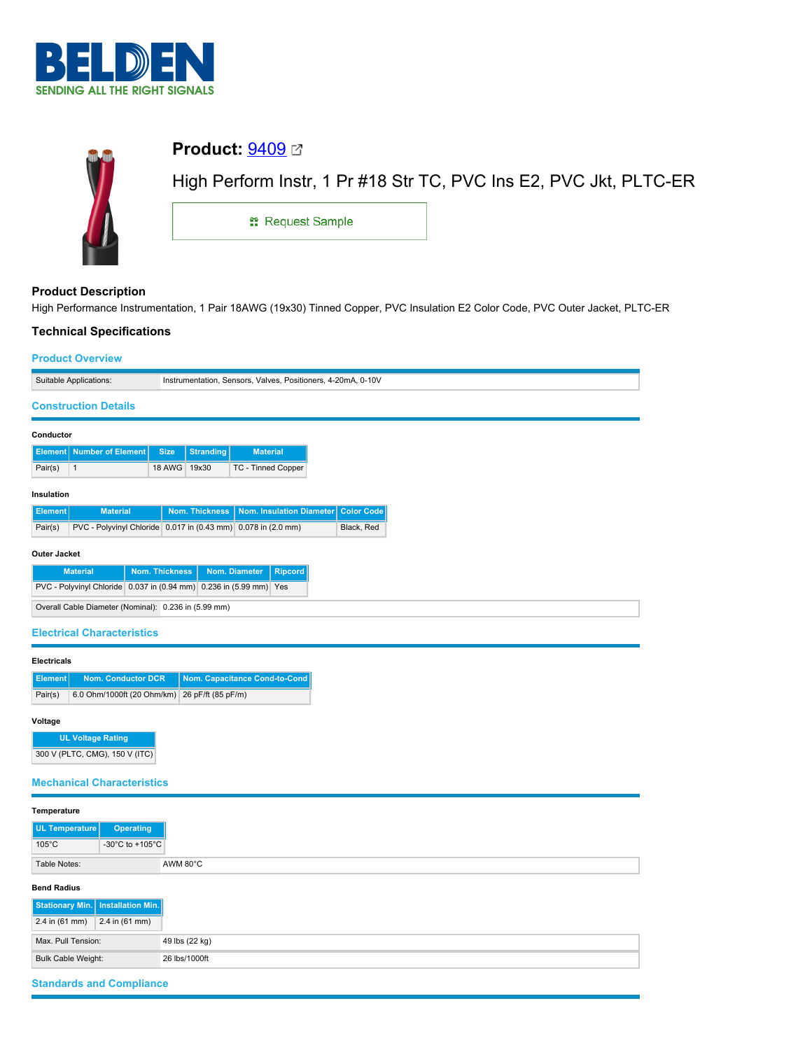# BELDEN
SENDING ALL THE RIGHT SIGNALS

## Product: 9409

High Perform Instr, 1 Pr #18 Str TC, PVC Ins E2, PVC Jkt, PLTC-ER

Request Sample

### Product Description

High Performance Instrumentation, 1 Pair 18AWG (19x30) Tinned Copper, PVC Insulation E2 Color Code, PVC Outer Jacket, PLTC-ER

### Technical Specifications

#### Product Overview

| | |
|---|---|
| Suitable Applications: | Instrumentation, Sensors, Valves, Positioners, 4-20mA, 0-10V |

#### Construction Details

**Conductor**

| Element | Number of Element | Size | Stranding | Material |
|---|---|---|---|---|
| Pair(s) | 1 | 18 AWG | 19x30 | TC - Tinned Copper |

**Insulation**

| Element | Material | Nom. Thickness | Nom. Insulation Diameter | Color Code |
|---|---|---|---|---|
| Pair(s) | PVC - Polyvinyl Chloride | 0.017 in (0.43 mm) | 0.078 in (2.0 mm) | Black, Red |

**Outer Jacket**

| Material | Nom. Thickness | Nom. Diameter | Ripcord |
|---|---|---|---|
| PVC - Polyvinyl Chloride | 0.037 in (0.94 mm) | 0.236 in (5.99 mm) | Yes |

| | |
|---|---|
| Overall Cable Diameter (Nominal): | 0.236 in (5.99 mm) |

#### Electrical Characteristics

**Electricals**

| Element | Nom. Conductor DCR | Nom. Capacitance Cond-to-Cond |
|---|---|---|
| Pair(s) | 6.0 Ohm/1000ft (20 Ohm/km) | 26 pF/ft (85 pF/m) |

**Voltage**

| UL Voltage Rating |
|---|
| 300 V (PLTC, CMG), 150 V (ITC) |

#### Mechanical Characteristics

**Temperature**

| UL Temperature | Operating |
|---|---|
| 105°C | -30°C to +105°C |

| | |
|---|---|
| Table Notes: | AWM 80°C |

**Bend Radius**

| Stationary Min. | Installation Min. |
|---|---|
| 2.4 in (61 mm) | 2.4 in (61 mm) |

| | |
|---|---|
| Max. Pull Tension: | 49 lbs (22 kg) |
| Bulk Cable Weight: | 26 lbs/1000ft |

#### Standards and Compliance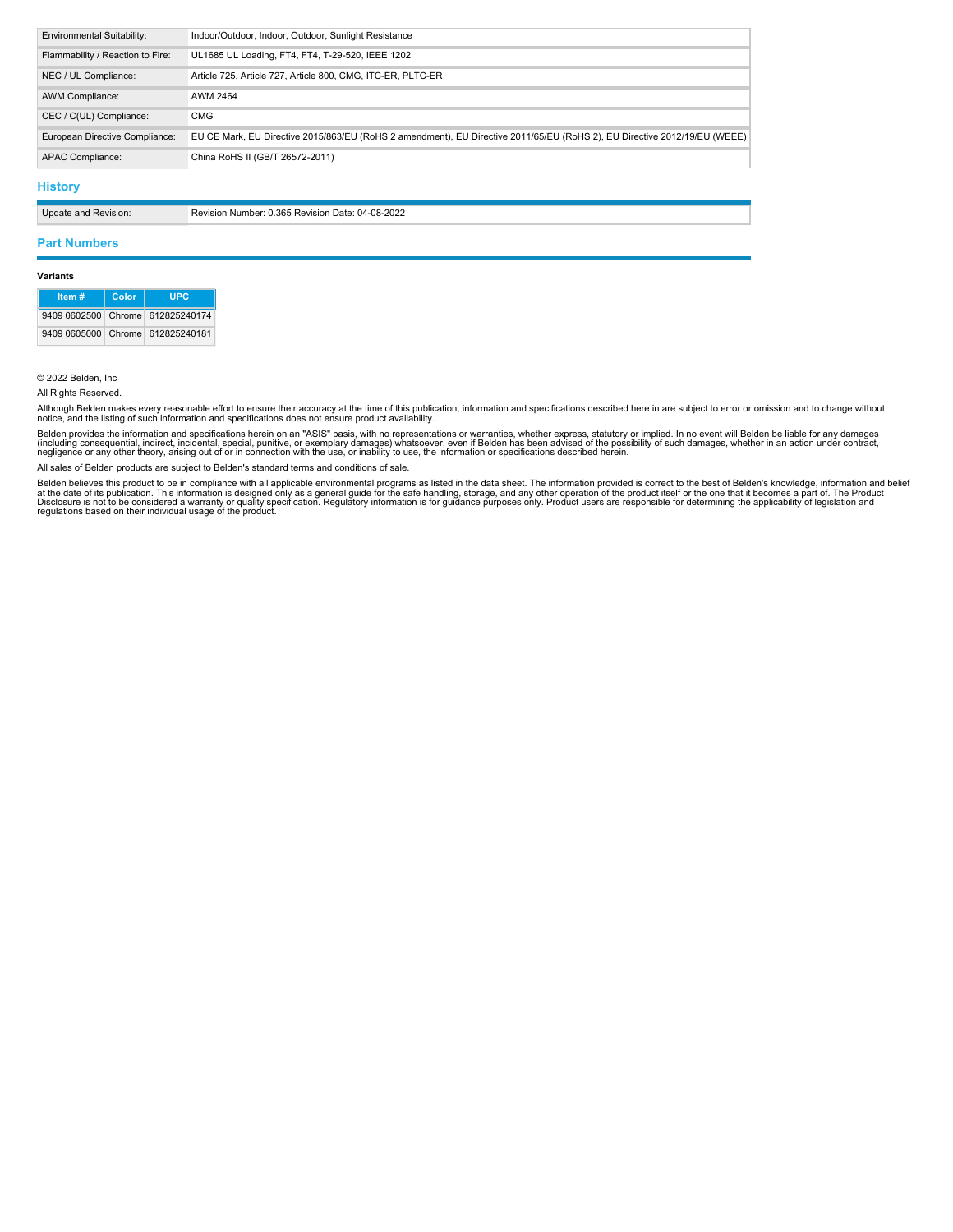| | |
|---|---|
| Environmental Suitability: | Indoor/Outdoor, Indoor, Outdoor, Sunlight Resistance |
| Flammability / Reaction to Fire: | UL1685 UL Loading, FT4, FT4, T-29-520, IEEE 1202 |
| NEC / UL Compliance: | Article 725, Article 727, Article 800, CMG, ITC-ER, PLTC-ER |
| AWM Compliance: | AWM 2464 |
| CEC / C(UL) Compliance: | CMG |
| European Directive Compliance: | EU CE Mark, EU Directive 2015/863/EU (RoHS 2 amendment), EU Directive 2011/65/EU (RoHS 2), EU Directive 2012/19/EU (WEEE) |
| APAC Compliance: | China RoHS II (GB/T 26572-2011) |

## History

| | |
|---|---|
| Update and Revision: | Revision Number: 0.365 Revision Date: 04-08-2022 |

## Part Numbers

**Variants**

| Item # | Color | UPC |
|---|---|---|
| 9409 0602500 | Chrome | 612825240174 |
| 9409 0605000 | Chrome | 612825240181 |

© 2022 Belden, Inc

All Rights Reserved.

Although Belden makes every reasonable effort to ensure their accuracy at the time of this publication, information and specifications described here in are subject to error or omission and to change without notice, and the listing of such information and specifications does not ensure product availability.

Belden provides the information and specifications herein on an "ASIS" basis, with no representations or warranties, whether express, statutory or implied. In no event will Belden be liable for any damages (including consequential, indirect, incidental, special, punitive, or exemplary damages) whatsoever, even if Belden has been advised of the possibility of such damages, whether in an action under contract, negligence or any other theory, arising out of or in connection with the use, or inability to use, the information or specifications described herein.

All sales of Belden products are subject to Belden's standard terms and conditions of sale.

Belden believes this product to be in compliance with all applicable environmental programs as listed in the data sheet. The information provided is correct to the best of Belden's knowledge, information and belief at the date of its publication. This information is designed only as a general guide for the safe handling, storage, and any other operation of the product itself or the one that it becomes a part of. The Product Disclosure is not to be considered a warranty or quality specification. Regulatory information is for guidance purposes only. Product users are responsible for determining the applicability of legislation and regulations based on their individual usage of the product.